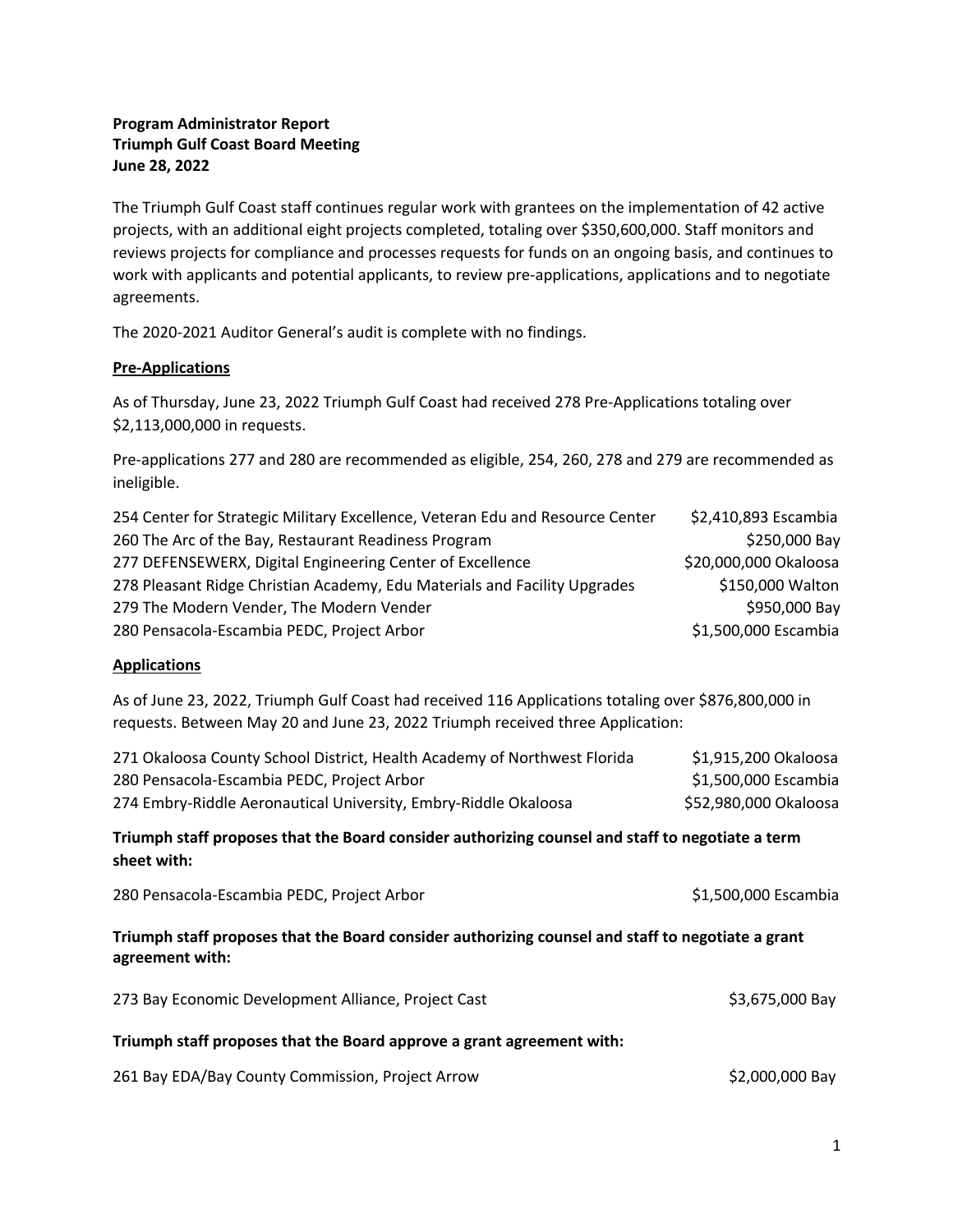**Program Administrator Report**
**Triumph Gulf Coast Board Meeting**
**June 28, 2022**

The Triumph Gulf Coast staff continues regular work with grantees on the implementation of 42 active projects, with an additional eight projects completed, totaling over $350,600,000. Staff monitors and reviews projects for compliance and processes requests for funds on an ongoing basis, and continues to work with applicants and potential applicants, to review pre-applications, applications and to negotiate agreements.

The 2020-2021 Auditor General's audit is complete with no findings.

**<u>Pre-Applications</u>**

As of Thursday, June 23, 2022 Triumph Gulf Coast had received 278 Pre-Applications totaling over $2,113,000,000 in requests.

Pre-applications 277 and 280 are recommended as eligible, 254, 260, 278 and 279 are recommended as ineligible.

| | |
|---|---|
| 254 Center for Strategic Military Excellence, Veteran Edu and Resource Center | $2,410,893 Escambia |
| 260 The Arc of the Bay, Restaurant Readiness Program | $250,000 Bay |
| 277 DEFENSEWERX, Digital Engineering Center of Excellence | $20,000,000 Okaloosa |
| 278 Pleasant Ridge Christian Academy, Edu Materials and Facility Upgrades | $150,000 Walton |
| 279 The Modern Vender, The Modern Vender | $950,000 Bay |
| 280 Pensacola-Escambia PEDC, Project Arbor | $1,500,000 Escambia |

**<u>Applications</u>**

As of June 23, 2022, Triumph Gulf Coast had received 116 Applications totaling over $876,800,000 in requests. Between May 20 and June 23, 2022 Triumph received three Application:

| | |
|---|---|
| 271 Okaloosa County School District, Health Academy of Northwest Florida | $1,915,200 Okaloosa |
| 280 Pensacola-Escambia PEDC, Project Arbor | $1,500,000 Escambia |
| 274 Embry-Riddle Aeronautical University, Embry-Riddle Okaloosa | $52,980,000 Okaloosa |

**Triumph staff proposes that the Board consider authorizing counsel and staff to negotiate a term sheet with:**

280 Pensacola-Escambia PEDC, Project Arbor — $1,500,000 Escambia

**Triumph staff proposes that the Board consider authorizing counsel and staff to negotiate a grant agreement with:**

273 Bay Economic Development Alliance, Project Cast — $3,675,000 Bay

**Triumph staff proposes that the Board approve a grant agreement with:**

261 Bay EDA/Bay County Commission, Project Arrow — $2,000,000 Bay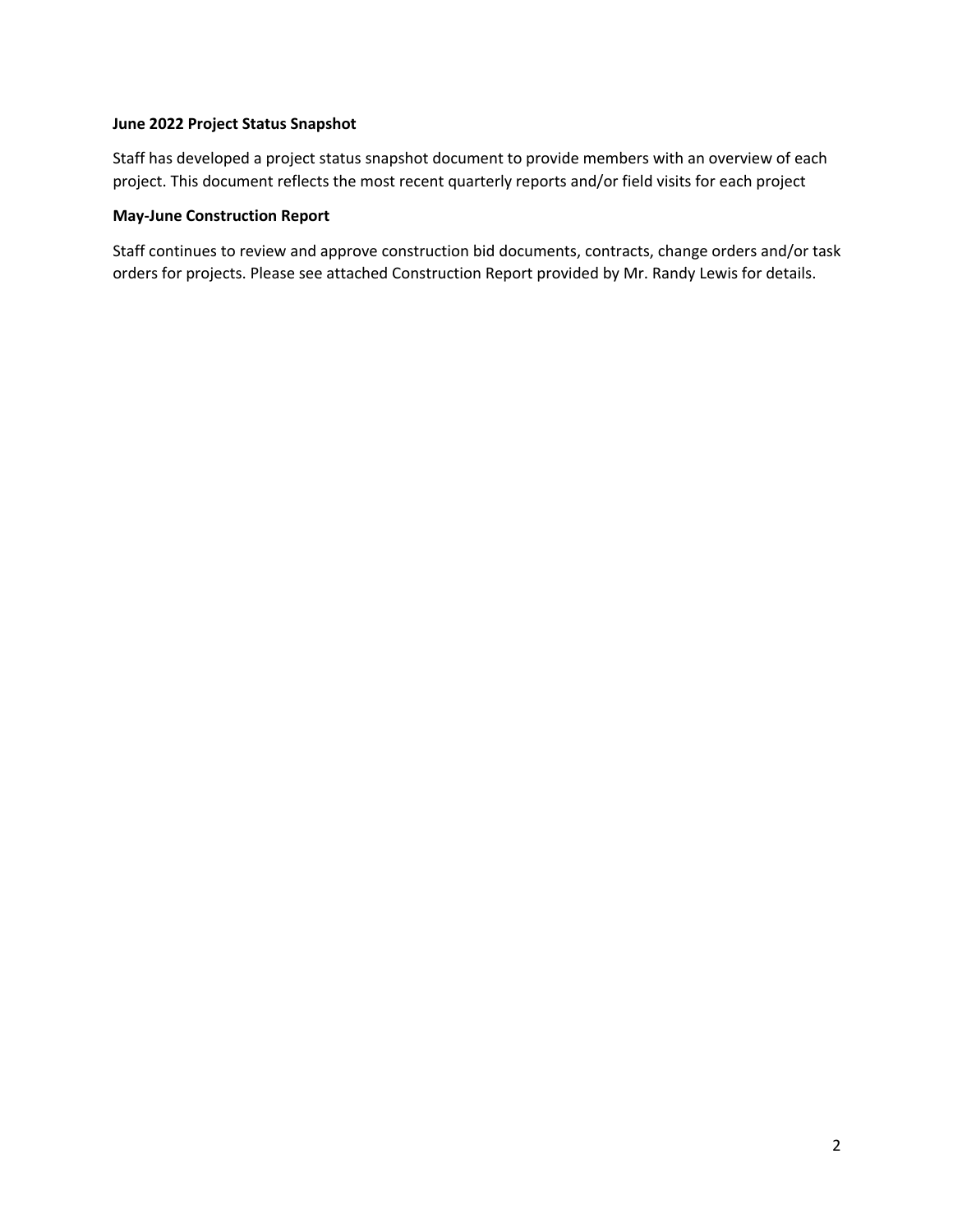**June 2022 Project Status Snapshot**

Staff has developed a project status snapshot document to provide members with an overview of each project. This document reflects the most recent quarterly reports and/or field visits for each project

**May-June Construction Report**

Staff continues to review and approve construction bid documents, contracts, change orders and/or task orders for projects. Please see attached Construction Report provided by Mr. Randy Lewis for details.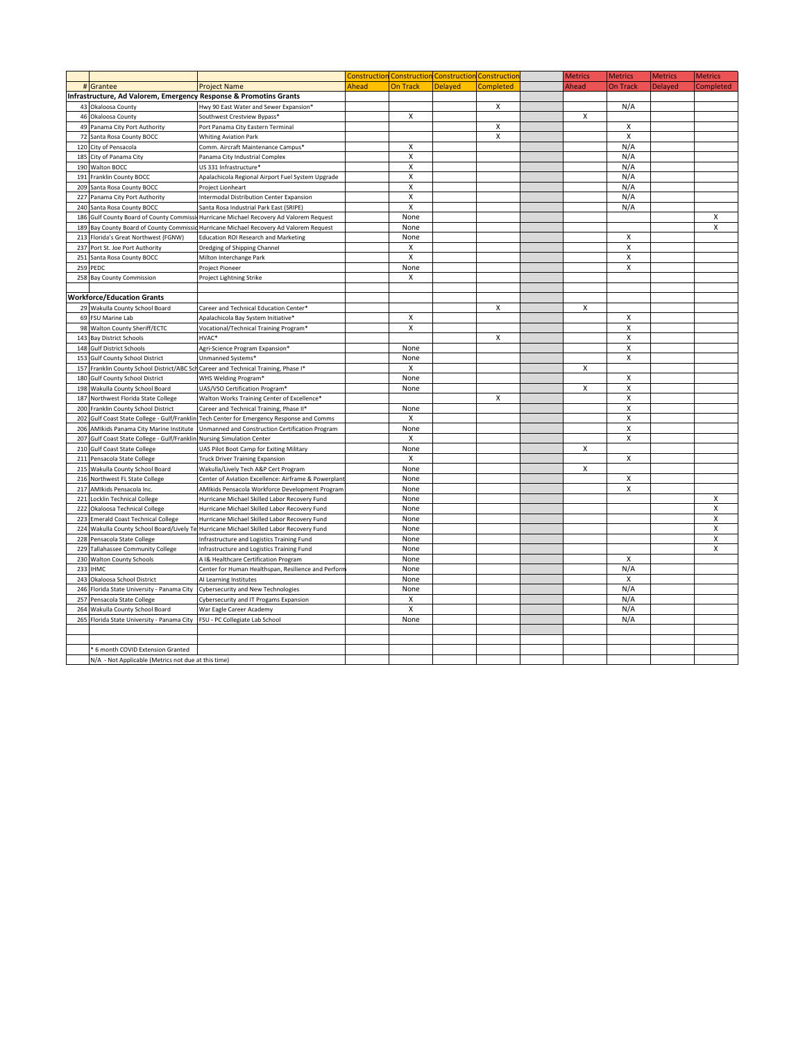| # | Grantee | Project Name | Construction Ahead | Construction On Track | Construction Delayed | Construction Completed | | Metrics Ahead | Metrics On Track | Metrics Delayed | Metrics Completed |
|---|---|---|---|---|---|---|---|---|---|---|---|
| **Infrastructure, Ad Valorem, Emergency Response & Promotins Grants** | | | | | | | | | | | |
| 43 | Okaloosa County | Hwy 90 East Water and Sewer Expansion* | | | | X | | | N/A | | |
| 46 | Okaloosa County | Southwest Crestview Bypass* | | X | | | | X | | | |
| 49 | Panama City Port Authority | Port Panama City Eastern Terminal | | | | X | | | X | | |
| 72 | Santa Rosa County BOCC | Whiting Aviation Park | | | | X | | | X | | |
| 120 | City of Pensacola | Comm. Aircraft Maintenance Campus* | | X | | | | | N/A | | |
| 185 | City of Panama City | Panama City Industrial Complex | | X | | | | | N/A | | |
| 190 | Walton BOCC | US 331 Infrastructure* | | X | | | | | N/A | | |
| 191 | Franklin County BOCC | Apalachicola Regional Airport Fuel System Upgrade | | X | | | | | N/A | | |
| 209 | Santa Rosa County BOCC | Project Lionheart | | X | | | | | N/A | | |
| 227 | Panama City Port Authority | Intermodal Distribution Center Expansion | | X | | | | | N/A | | |
| 240 | Santa Rosa County BOCC | Santa Rosa Industrial Park East (SRIPE) | | X | | | | | N/A | | |
| 186 | Gulf County Board of County Commissi | Hurricane Michael Recovery Ad Valorem Request | | None | | | | | | | X |
| 189 | Bay County Board of County Commissio | Hurricane Michael Recovery Ad Valorem Request | | None | | | | | | | X |
| 213 | Florida's Great Northwest (FGNW) | Education ROI Research and Marketing | | None | | | | | X | | |
| 237 | Port St. Joe Port Authority | Dredging of Shipping Channel | | X | | | | | X | | |
| 251 | Santa Rosa County BOCC | Milton Interchange Park | | X | | | | | X | | |
| 259 | PEDC | Project Pioneer | | None | | | | | X | | |
| 258 | Bay County Commission | Project Lightning Strike | | X | | | | | | | |
| | | | | | | | | | | | |
| **Workforce/Education Grants** | | | | | | | | | | | |
| 29 | Wakulla County School Board | Career and Technical Education Center* | | | | X | | X | | | |
| 69 | FSU Marine Lab | Apalachicola Bay System Initiative* | | X | | | | | X | | |
| 98 | Walton County Sheriff/ECTC | Vocational/Technical Training Program* | | X | | | | | X | | |
| 143 | Bay District Schools | HVAC* | | | | X | | | X | | |
| 148 | Gulf District Schools | Agri-Science Program Expansion* | | None | | | | | X | | |
| 153 | Gulf County School District | Unmanned Systems* | | None | | | | | X | | |
| 157 | Franklin County School District/ABC Sch | Career and Technical Training, Phase I* | | X | | | | X | | | |
| 180 | Gulf County School District | WHS Welding Program* | | None | | | | | X | | |
| 198 | Wakulla County School Board | UAS/VSO Certification Program* | | None | | | | X | X | | |
| 187 | Northwest Florida State College | Walton Works Training Center of Excellence* | | | | X | | | X | | |
| 200 | Franklin County School District | Career and Technical Training, Phase II* | | None | | | | | X | | |
| 202 | Gulf Coast State College - Gulf/Franklin | Tech Center for Emergency Response and Comms | | X | | | | | X | | |
| 206 | AMIkids Panama City Marine Institute | Unmanned and Construction Certification Program | | None | | | | | X | | |
| 207 | Gulf Coast State College - Gulf/Franklin | Nursing Simulation Center | | X | | | | | X | | |
| 210 | Gulf Coast State College | UAS Pilot Boot Camp for Exiting Military | | None | | | | X | | | |
| 211 | Pensacola State College | Truck Driver Training Expansion | | X | | | | | X | | |
| 215 | Wakulla County School Board | Wakulla/Lively Tech A&P Cert Program | | None | | | | X | | | |
| 216 | Northwest FL State College | Center of Aviation Excellence: Airframe & Powerplant | | None | | | | | X | | |
| 217 | AMIkids Pensacola Inc. | AMIkids Pensacola Workforce Development Program | | None | | | | | X | | |
| 221 | Locklin Technical College | Hurricane Michael Skilled Labor Recovery Fund | | None | | | | | | | X |
| 222 | Okaloosa Technical College | Hurricane Michael Skilled Labor Recovery Fund | | None | | | | | | | X |
| 223 | Emerald Coast Technical College | Hurricane Michael Skilled Labor Recovery Fund | | None | | | | | | | X |
| 224 | Wakulla County School Board/Lively Te | Hurricane Michael Skilled Labor Recovery Fund | | None | | | | | | | X |
| 228 | Pensacola State College | Infrastructure and Logistics Training Fund | | None | | | | | | | X |
| 229 | Tallahassee Community College | Infrastructure and Logistics Training Fund | | None | | | | | | | X |
| 230 | Walton County Schools | A I& Healthcare Certification Program | | None | | | | | X | | |
| 233 | IHMC | Center for Human Healthspan, Resilience and Perform | | None | | | | | N/A | | |
| 243 | Okaloosa School District | AI Learning Institutes | | None | | | | | X | | |
| 246 | Florida State University - Panama City | Cybersecurity and New Technologies | | None | | | | | N/A | | |
| 257 | Pensacola State College | Cybersecurity and IT Progams Expansion | | X | | | | | N/A | | |
| 264 | Wakulla County School Board | War Eagle Career Academy | | X | | | | | N/A | | |
| 265 | Florida State University - Panama City | FSU - PC Collegiate Lab School | | None | | | | | N/A | | |

\* 6 month COVID Extension Granted

N/A - Not Applicable (Metrics not due at this time)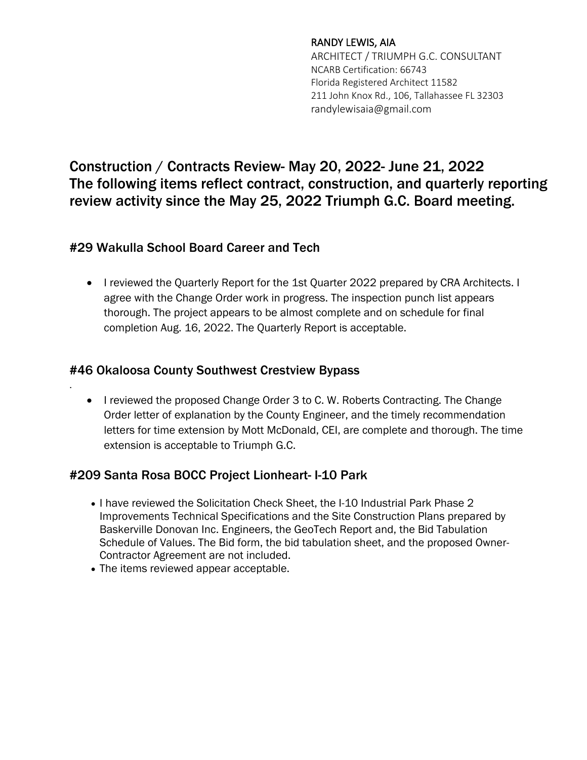RANDY LEWIS, AIA
ARCHITECT / TRIUMPH G.C. CONSULTANT
NCARB Certification: 66743
Florida Registered Architect 11582
211 John Knox Rd., 106, Tallahassee FL 32303
randylewisaia@gmail.com

# Construction / Contracts Review- May 20, 2022- June 21, 2022 The following items reflect contract, construction, and quarterly reporting review activity since the May 25, 2022 Triumph G.C. Board meeting.

## #29 Wakulla School Board Career and Tech

- I reviewed the Quarterly Report for the 1st Quarter 2022 prepared by CRA Architects. I agree with the Change Order work in progress. The inspection punch list appears thorough. The project appears to be almost complete and on schedule for final completion Aug. 16, 2022. The Quarterly Report is acceptable.

## #46 Okaloosa County Southwest Crestview Bypass

- I reviewed the proposed Change Order 3 to C. W. Roberts Contracting. The Change Order letter of explanation by the County Engineer, and the timely recommendation letters for time extension by Mott McDonald, CEI, are complete and thorough. The time extension is acceptable to Triumph G.C.

## #209 Santa Rosa BOCC Project Lionheart- I-10 Park

- I have reviewed the Solicitation Check Sheet, the I-10 Industrial Park Phase 2 Improvements Technical Specifications and the Site Construction Plans prepared by Baskerville Donovan Inc. Engineers, the GeoTech Report and, the Bid Tabulation Schedule of Values. The Bid form, the bid tabulation sheet, and the proposed Owner-Contractor Agreement are not included.
- The items reviewed appear acceptable.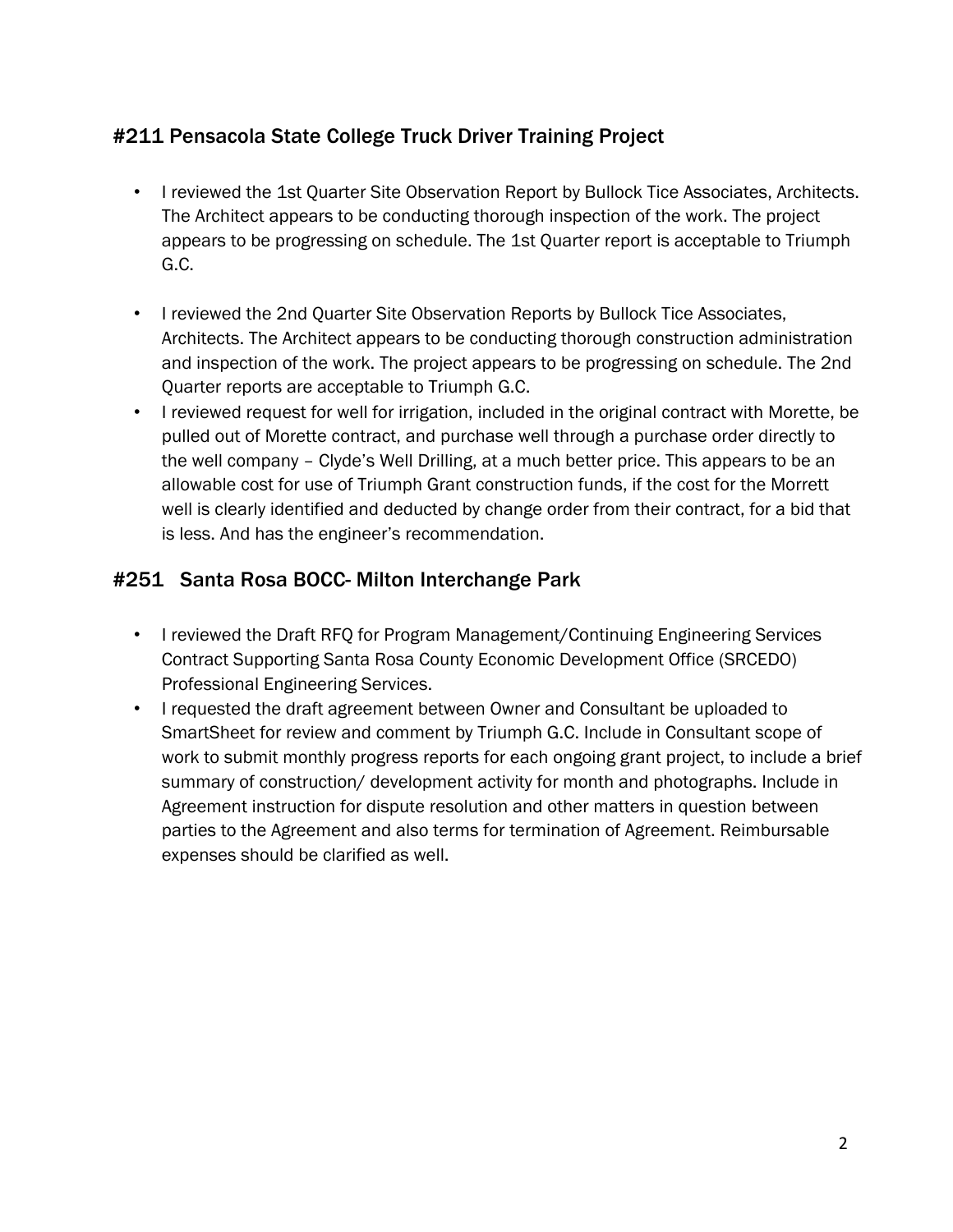## #211 Pensacola State College Truck Driver Training Project

- I reviewed the 1st Quarter Site Observation Report by Bullock Tice Associates, Architects. The Architect appears to be conducting thorough inspection of the work. The project appears to be progressing on schedule. The 1st Quarter report is acceptable to Triumph G.C.

- I reviewed the 2nd Quarter Site Observation Reports by Bullock Tice Associates, Architects. The Architect appears to be conducting thorough construction administration and inspection of the work. The project appears to be progressing on schedule. The 2nd Quarter reports are acceptable to Triumph G.C.
- I reviewed request for well for irrigation, included in the original contract with Morette, be pulled out of Morette contract, and purchase well through a purchase order directly to the well company – Clyde's Well Drilling, at a much better price. This appears to be an allowable cost for use of Triumph Grant construction funds, if the cost for the Morrett well is clearly identified and deducted by change order from their contract, for a bid that is less. And has the engineer's recommendation.

## #251 Santa Rosa BOCC- Milton Interchange Park

- I reviewed the Draft RFQ for Program Management/Continuing Engineering Services Contract Supporting Santa Rosa County Economic Development Office (SRCEDO) Professional Engineering Services.
- I requested the draft agreement between Owner and Consultant be uploaded to SmartSheet for review and comment by Triumph G.C. Include in Consultant scope of work to submit monthly progress reports for each ongoing grant project, to include a brief summary of construction/ development activity for month and photographs. Include in Agreement instruction for dispute resolution and other matters in question between parties to the Agreement and also terms for termination of Agreement. Reimbursable expenses should be clarified as well.